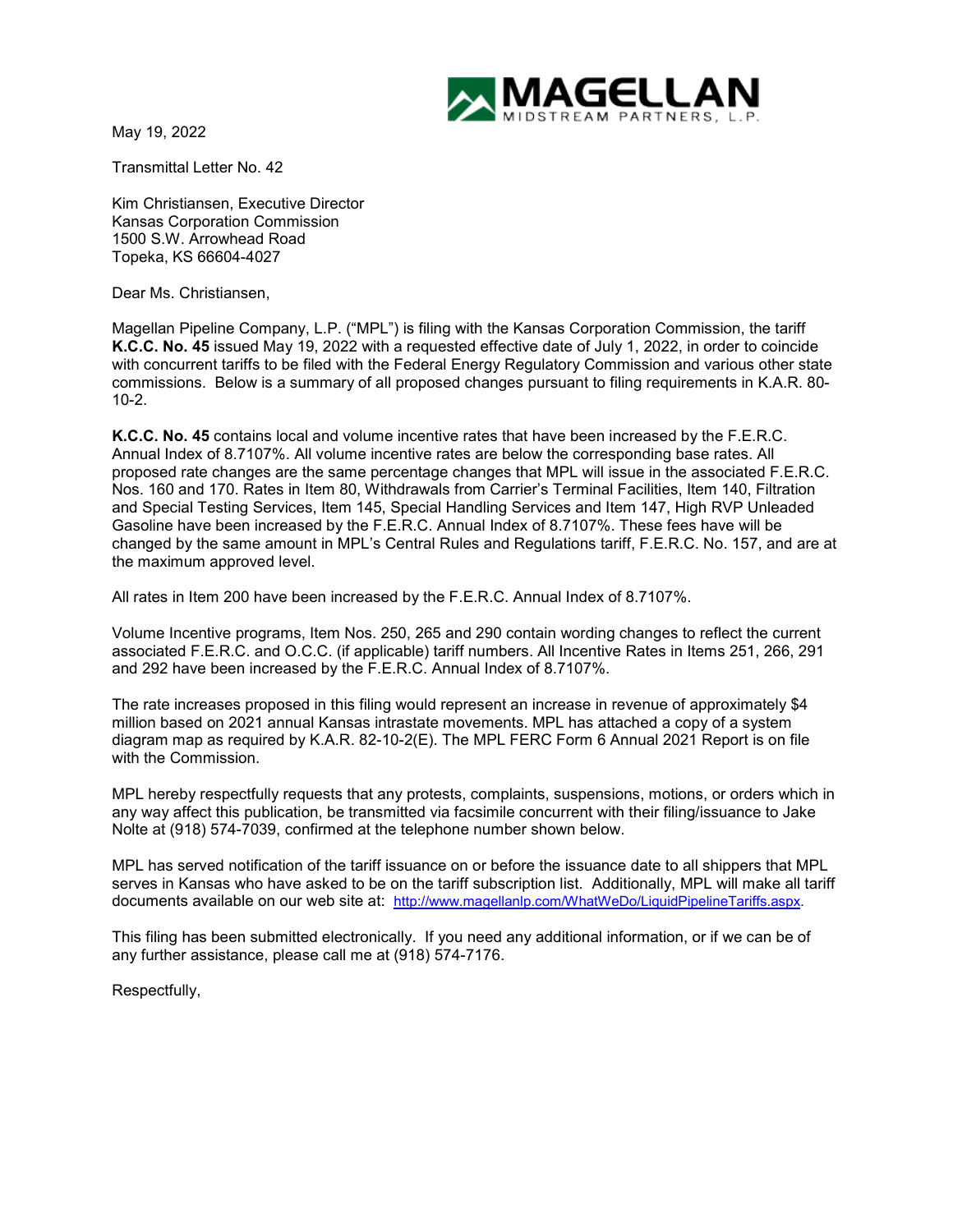May 19, 2022

Transmittal Letter No. 42

Kim Christiansen, Executive Director
Kansas Corporation Commission
1500 S.W. Arrowhead Road
Topeka, KS 66604-4027

Dear Ms. Christiansen,

Magellan Pipeline Company, L.P. ("MPL") is filing with the Kansas Corporation Commission, the tariff **K.C.C. No. 45** issued May 19, 2022 with a requested effective date of July 1, 2022, in order to coincide with concurrent tariffs to be filed with the Federal Energy Regulatory Commission and various other state commissions. Below is a summary of all proposed changes pursuant to filing requirements in K.A.R. 80-10-2.

**K.C.C. No. 45** contains local and volume incentive rates that have been increased by the F.E.R.C. Annual Index of 8.7107%. All volume incentive rates are below the corresponding base rates. All proposed rate changes are the same percentage changes that MPL will issue in the associated F.E.R.C. Nos. 160 and 170. Rates in Item 80, Withdrawals from Carrier's Terminal Facilities, Item 140, Filtration and Special Testing Services, Item 145, Special Handling Services and Item 147, High RVP Unleaded Gasoline have been increased by the F.E.R.C. Annual Index of 8.7107%. These fees have will be changed by the same amount in MPL's Central Rules and Regulations tariff, F.E.R.C. No. 157, and are at the maximum approved level.

All rates in Item 200 have been increased by the F.E.R.C. Annual Index of 8.7107%.

Volume Incentive programs, Item Nos. 250, 265 and 290 contain wording changes to reflect the current associated F.E.R.C. and O.C.C. (if applicable) tariff numbers. All Incentive Rates in Items 251, 266, 291 and 292 have been increased by the F.E.R.C. Annual Index of 8.7107%.

The rate increases proposed in this filing would represent an increase in revenue of approximately $4 million based on 2021 annual Kansas intrastate movements. MPL has attached a copy of a system diagram map as required by K.A.R. 82-10-2(E). The MPL FERC Form 6 Annual 2021 Report is on file with the Commission.

MPL hereby respectfully requests that any protests, complaints, suspensions, motions, or orders which in any way affect this publication, be transmitted via facsimile concurrent with their filing/issuance to Jake Nolte at (918) 574-7039, confirmed at the telephone number shown below.

MPL has served notification of the tariff issuance on or before the issuance date to all shippers that MPL serves in Kansas who have asked to be on the tariff subscription list. Additionally, MPL will make all tariff documents available on our web site at: http://www.magellanlp.com/WhatWeDo/LiquidPipelineTariffs.aspx.

This filing has been submitted electronically. If you need any additional information, or if we can be of any further assistance, please call me at (918) 574-7176.

Respectfully,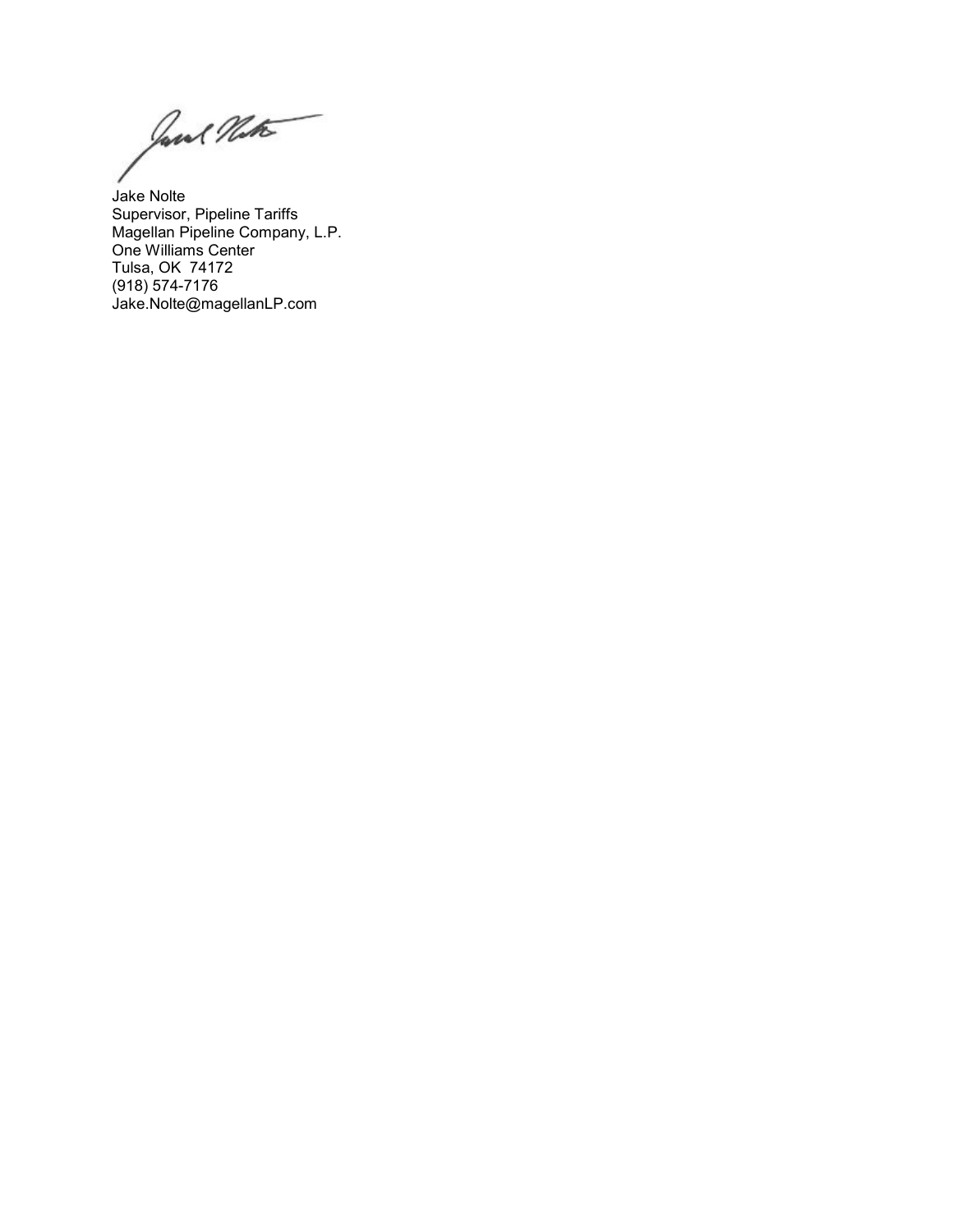Jake Nolte
Supervisor, Pipeline Tariffs
Magellan Pipeline Company, L.P.
One Williams Center
Tulsa, OK  74172
(918) 574-7176
Jake.Nolte@magellanLP.com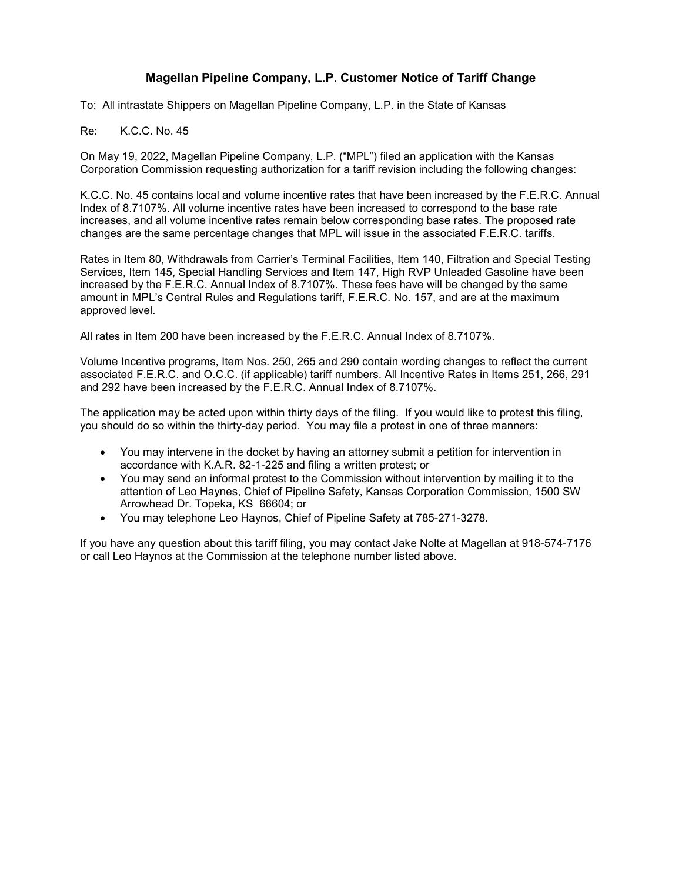## Magellan Pipeline Company, L.P. Customer Notice of Tariff Change

To: All intrastate Shippers on Magellan Pipeline Company, L.P. in the State of Kansas

Re: K.C.C. No. 45

On May 19, 2022, Magellan Pipeline Company, L.P. ("MPL") filed an application with the Kansas Corporation Commission requesting authorization for a tariff revision including the following changes:

K.C.C. No. 45 contains local and volume incentive rates that have been increased by the F.E.R.C. Annual Index of 8.7107%. All volume incentive rates have been increased to correspond to the base rate increases, and all volume incentive rates remain below corresponding base rates. The proposed rate changes are the same percentage changes that MPL will issue in the associated F.E.R.C. tariffs.

Rates in Item 80, Withdrawals from Carrier's Terminal Facilities, Item 140, Filtration and Special Testing Services, Item 145, Special Handling Services and Item 147, High RVP Unleaded Gasoline have been increased by the F.E.R.C. Annual Index of 8.7107%. These fees have will be changed by the same amount in MPL's Central Rules and Regulations tariff, F.E.R.C. No. 157, and are at the maximum approved level.

All rates in Item 200 have been increased by the F.E.R.C. Annual Index of 8.7107%.

Volume Incentive programs, Item Nos. 250, 265 and 290 contain wording changes to reflect the current associated F.E.R.C. and O.C.C. (if applicable) tariff numbers. All Incentive Rates in Items 251, 266, 291 and 292 have been increased by the F.E.R.C. Annual Index of 8.7107%.

The application may be acted upon within thirty days of the filing. If you would like to protest this filing, you should do so within the thirty-day period. You may file a protest in one of three manners:

- You may intervene in the docket by having an attorney submit a petition for intervention in accordance with K.A.R. 82-1-225 and filing a written protest; or
- You may send an informal protest to the Commission without intervention by mailing it to the attention of Leo Haynes, Chief of Pipeline Safety, Kansas Corporation Commission, 1500 SW Arrowhead Dr. Topeka, KS 66604; or
- You may telephone Leo Haynos, Chief of Pipeline Safety at 785-271-3278.

If you have any question about this tariff filing, you may contact Jake Nolte at Magellan at 918-574-7176 or call Leo Haynos at the Commission at the telephone number listed above.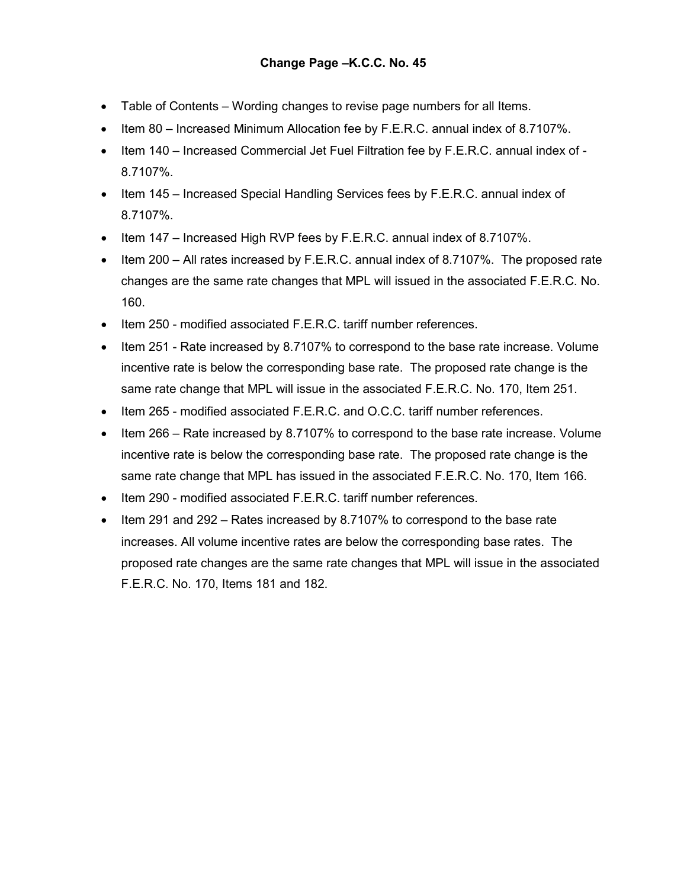**Change Page –K.C.C. No. 45**

- Table of Contents – Wording changes to revise page numbers for all Items.
- Item 80 – Increased Minimum Allocation fee by F.E.R.C. annual index of 8.7107%.
- Item 140 – Increased Commercial Jet Fuel Filtration fee by F.E.R.C. annual index of - 8.7107%.
- Item 145 – Increased Special Handling Services fees by F.E.R.C. annual index of 8.7107%.
- Item 147 – Increased High RVP fees by F.E.R.C. annual index of 8.7107%.
- Item 200 – All rates increased by F.E.R.C. annual index of 8.7107%. The proposed rate changes are the same rate changes that MPL will issued in the associated F.E.R.C. No. 160.
- Item 250 - modified associated F.E.R.C. tariff number references.
- Item 251 - Rate increased by 8.7107% to correspond to the base rate increase. Volume incentive rate is below the corresponding base rate. The proposed rate change is the same rate change that MPL will issue in the associated F.E.R.C. No. 170, Item 251.
- Item 265 - modified associated F.E.R.C. and O.C.C. tariff number references.
- Item 266 – Rate increased by 8.7107% to correspond to the base rate increase. Volume incentive rate is below the corresponding base rate. The proposed rate change is the same rate change that MPL has issued in the associated F.E.R.C. No. 170, Item 166.
- Item 290 - modified associated F.E.R.C. tariff number references.
- Item 291 and 292 – Rates increased by 8.7107% to correspond to the base rate increases. All volume incentive rates are below the corresponding base rates. The proposed rate changes are the same rate changes that MPL will issue in the associated F.E.R.C. No. 170, Items 181 and 182.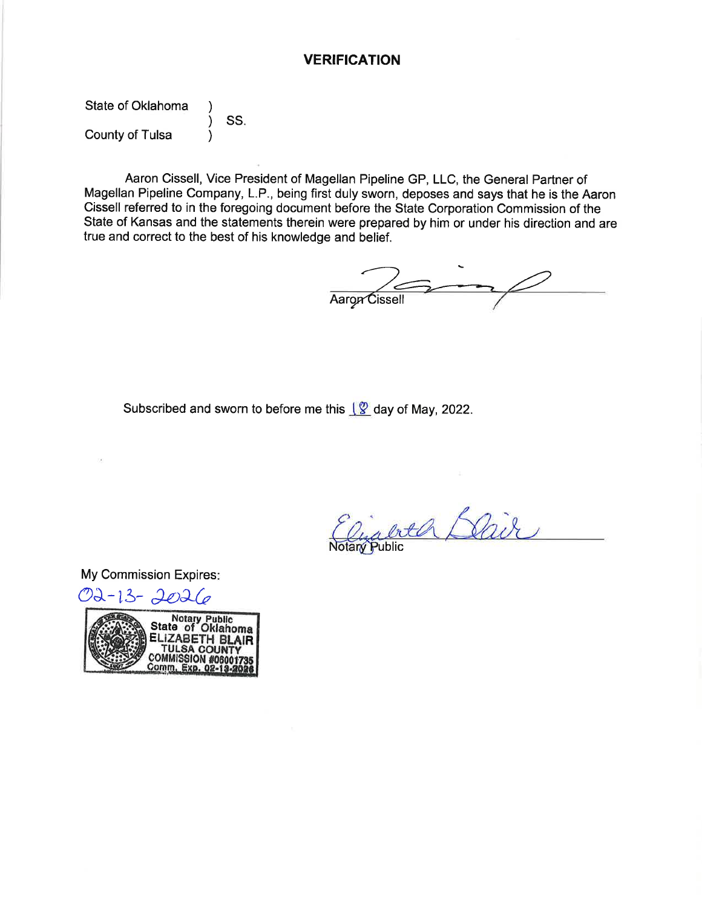# VERIFICATION

State of Oklahoma )
) SS.
County of Tulsa )

Aaron Cissell, Vice President of Magellan Pipeline GP, LLC, the General Partner of Magellan Pipeline Company, L.P., being first duly sworn, deposes and says that he is the Aaron Cissell referred to in the foregoing document before the State Corporation Commission of the State of Kansas and the statements therein were prepared by him or under his direction and are true and correct to the best of his knowledge and belief.

Aaron Cissell

Subscribed and sworn to before me this 18 day of May, 2022.

Notary Public

My Commission Expires:
02-13-2026

Notary Public
State of Oklahoma
ELIZABETH BLAIR
TULSA COUNTY
COMMISSION #06001735
Comm. Exp. 02-13-2026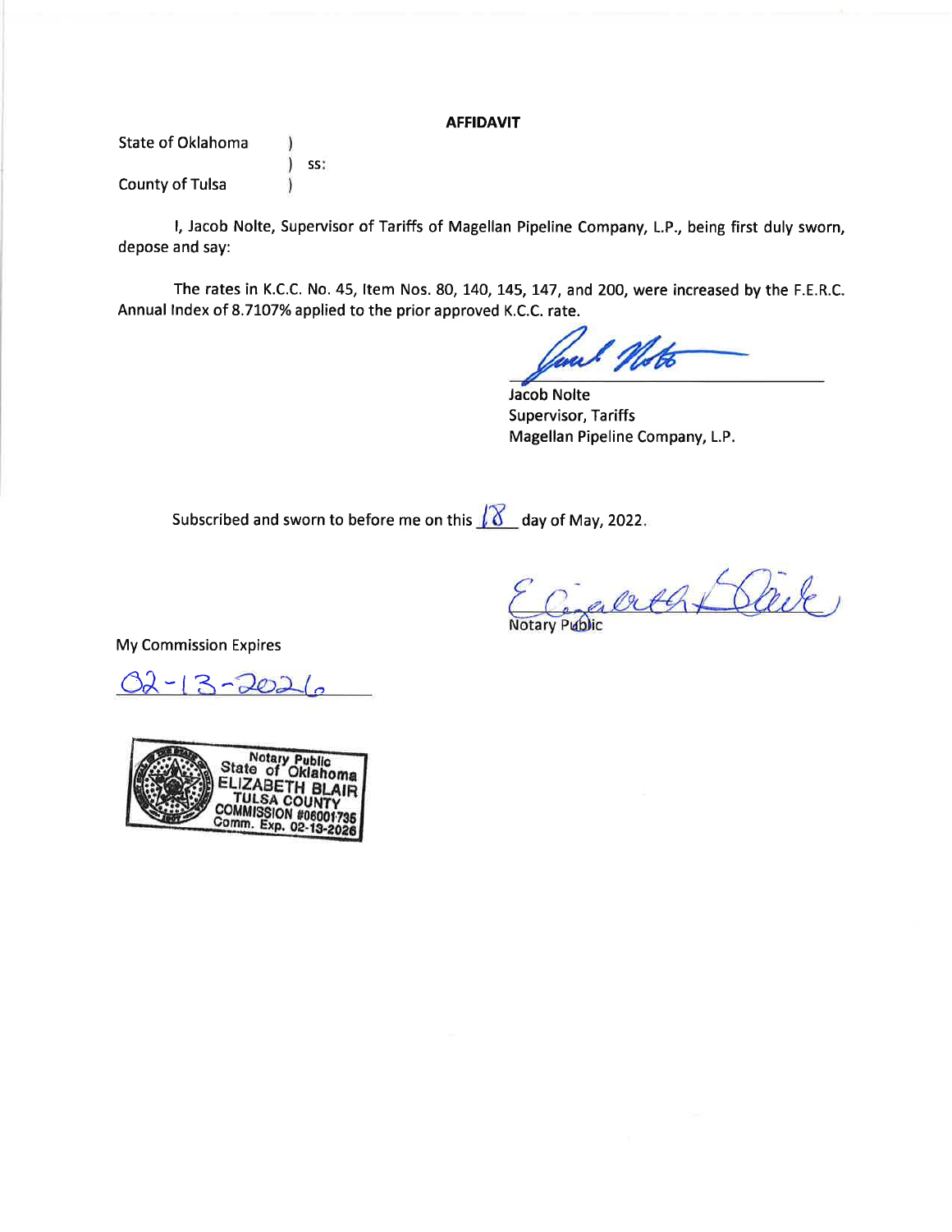**AFFIDAVIT**

State of Oklahoma )
) ss:
County of Tulsa )

I, Jacob Nolte, Supervisor of Tariffs of Magellan Pipeline Company, L.P., being first duly sworn, depose and say:

The rates in K.C.C. No. 45, Item Nos. 80, 140, 145, 147, and 200, were increased by the F.E.R.C. Annual Index of 8.7107% applied to the prior approved K.C.C. rate.

Jacob Nolte
Supervisor, Tariffs
Magellan Pipeline Company, L.P.

Subscribed and sworn to before me on this 18 day of May, 2022.

Notary Public

My Commission Expires

02-13-2026

Notary Public
State of Oklahoma
ELIZABETH BLAIR
TULSA COUNTY
COMMISSION #06001735
Comm. Exp. 02-13-2026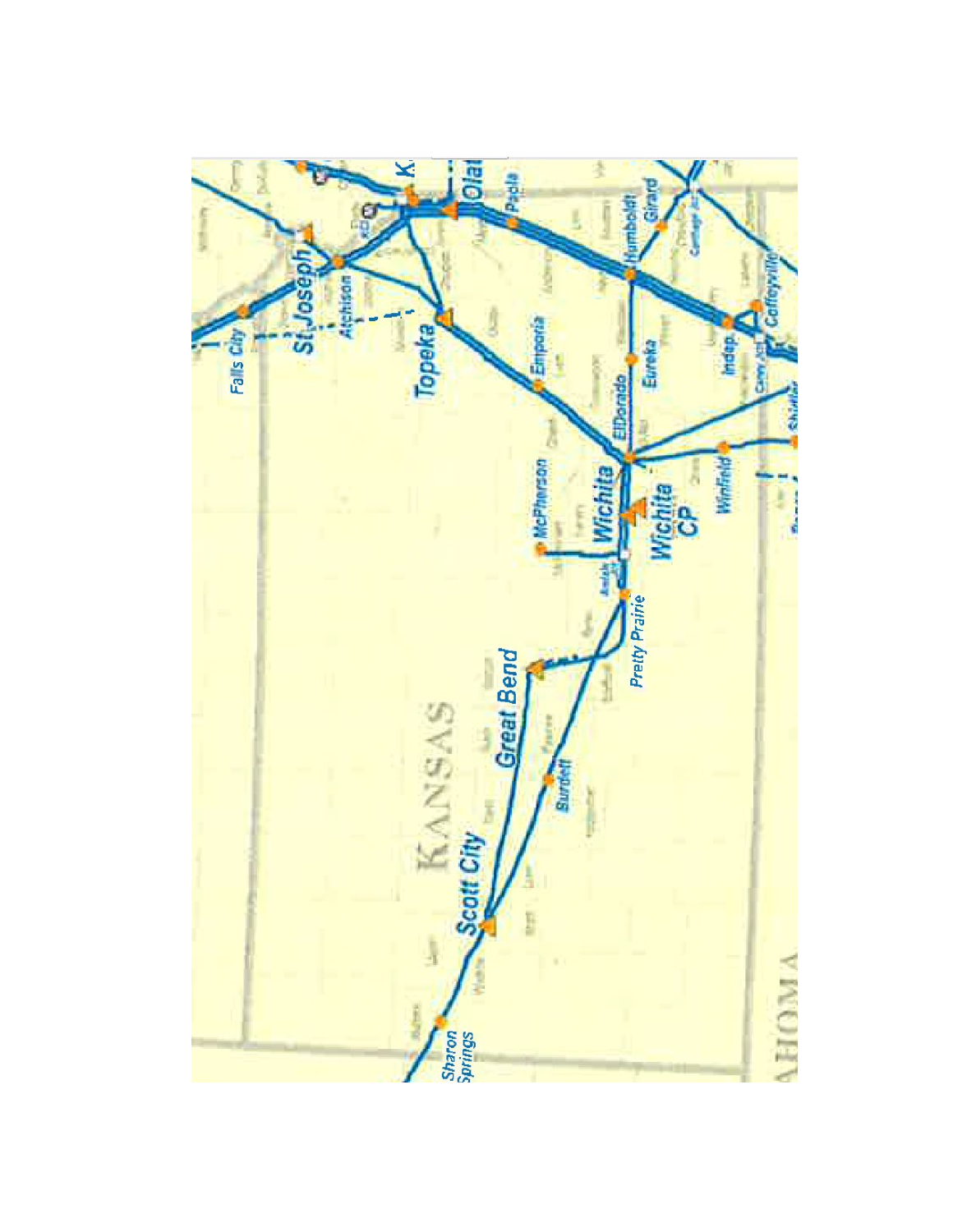Falls City

St Joseph

Atchison

Topeka

Emporia

Paola

Humboldt

Girard

Coffeyville

Indep.

Eureka

ElDorado

Wichita

Wichita CP

McPherson

Winfield

Pretty Prairie

Great Bend

Burdett

KANSAS

Scott City

Sharon Springs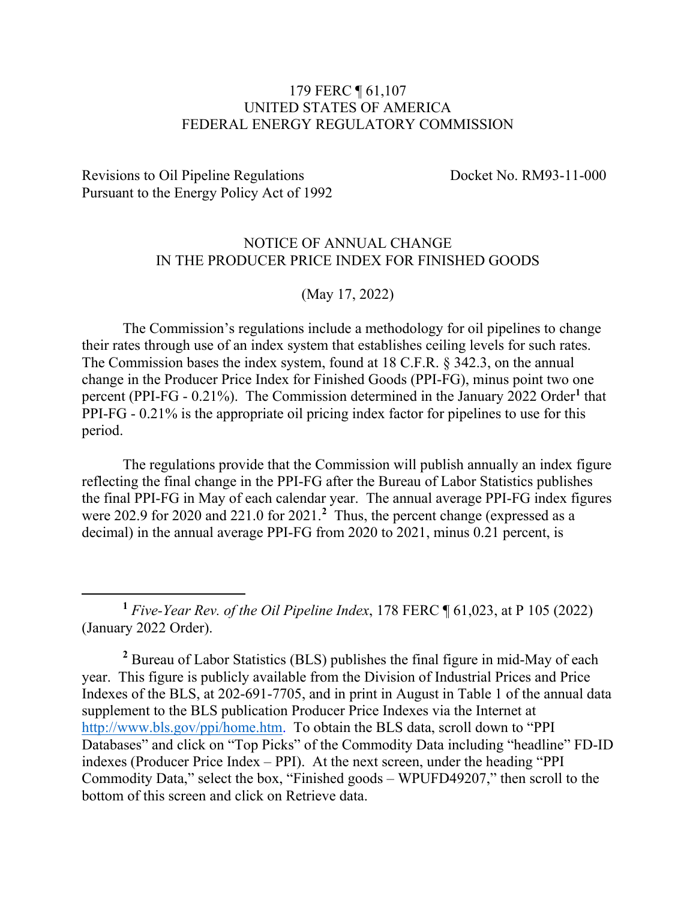179 FERC ¶ 61,107
UNITED STATES OF AMERICA
FEDERAL ENERGY REGULATORY COMMISSION

Revisions to Oil Pipeline Regulations Pursuant to the Energy Policy Act of 1992 — Docket No. RM93-11-000

# NOTICE OF ANNUAL CHANGE IN THE PRODUCER PRICE INDEX FOR FINISHED GOODS

(May 17, 2022)

The Commission's regulations include a methodology for oil pipelines to change their rates through use of an index system that establishes ceiling levels for such rates. The Commission bases the index system, found at 18 C.F.R. § 342.3, on the annual change in the Producer Price Index for Finished Goods (PPI-FG), minus point two one percent (PPI-FG - 0.21%). The Commission determined in the January 2022 Order[1] that PPI-FG - 0.21% is the appropriate oil pricing index factor for pipelines to use for this period.

The regulations provide that the Commission will publish annually an index figure reflecting the final change in the PPI-FG after the Bureau of Labor Statistics publishes the final PPI-FG in May of each calendar year. The annual average PPI-FG index figures were 202.9 for 2020 and 221.0 for 2021.[2] Thus, the percent change (expressed as a decimal) in the annual average PPI-FG from 2020 to 2021, minus 0.21 percent, is

---

[1] *Five-Year Rev. of the Oil Pipeline Index*, 178 FERC ¶ 61,023, at P 105 (2022) (January 2022 Order).

[2] Bureau of Labor Statistics (BLS) publishes the final figure in mid-May of each year. This figure is publicly available from the Division of Industrial Prices and Price Indexes of the BLS, at 202-691-7705, and in print in August in Table 1 of the annual data supplement to the BLS publication Producer Price Indexes via the Internet at http://www.bls.gov/ppi/home.htm. To obtain the BLS data, scroll down to "PPI Databases" and click on "Top Picks" of the Commodity Data including "headline" FD-ID indexes (Producer Price Index – PPI). At the next screen, under the heading "PPI Commodity Data," select the box, "Finished goods – WPUFD49207," then scroll to the bottom of this screen and click on Retrieve data.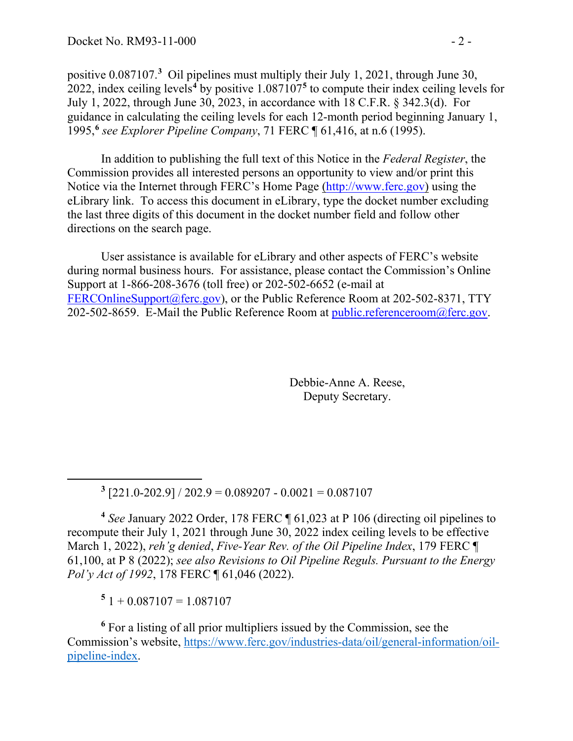positive 0.087107.[3] Oil pipelines must multiply their July 1, 2021, through June 30, 2022, index ceiling levels[4] by positive 1.087107[5] to compute their index ceiling levels for July 1, 2022, through June 30, 2023, in accordance with 18 C.F.R. § 342.3(d). For guidance in calculating the ceiling levels for each 12-month period beginning January 1, 1995,[6] *see Explorer Pipeline Company*, 71 FERC ¶ 61,416, at n.6 (1995).

In addition to publishing the full text of this Notice in the *Federal Register*, the Commission provides all interested persons an opportunity to view and/or print this Notice via the Internet through FERC's Home Page (http://www.ferc.gov) using the eLibrary link. To access this document in eLibrary, type the docket number excluding the last three digits of this document in the docket number field and follow other directions on the search page.

User assistance is available for eLibrary and other aspects of FERC's website during normal business hours. For assistance, please contact the Commission's Online Support at 1-866-208-3676 (toll free) or 202-502-6652 (e-mail at FERCOnlineSupport@ferc.gov), or the Public Reference Room at 202-502-8371, TTY 202-502-8659. E-Mail the Public Reference Room at public.referenceroom@ferc.gov.

Debbie-Anne A. Reese,
Deputy Secretary.

---

[3] $[221.0-202.9] / 202.9 = 0.089207 - 0.0021 = 0.087107$

[4] *See* January 2022 Order, 178 FERC ¶ 61,023 at P 106 (directing oil pipelines to recompute their July 1, 2021 through June 30, 2022 index ceiling levels to be effective March 1, 2022), *reh'g denied*, *Five-Year Rev. of the Oil Pipeline Index*, 179 FERC ¶ 61,100, at P 8 (2022); *see also Revisions to Oil Pipeline Reguls. Pursuant to the Energy Pol'y Act of 1992*, 178 FERC ¶ 61,046 (2022).

[5] $1 + 0.087107 = 1.087107$

[6] For a listing of all prior multipliers issued by the Commission, see the Commission's website, https://www.ferc.gov/industries-data/oil/general-information/oil-pipeline-index.